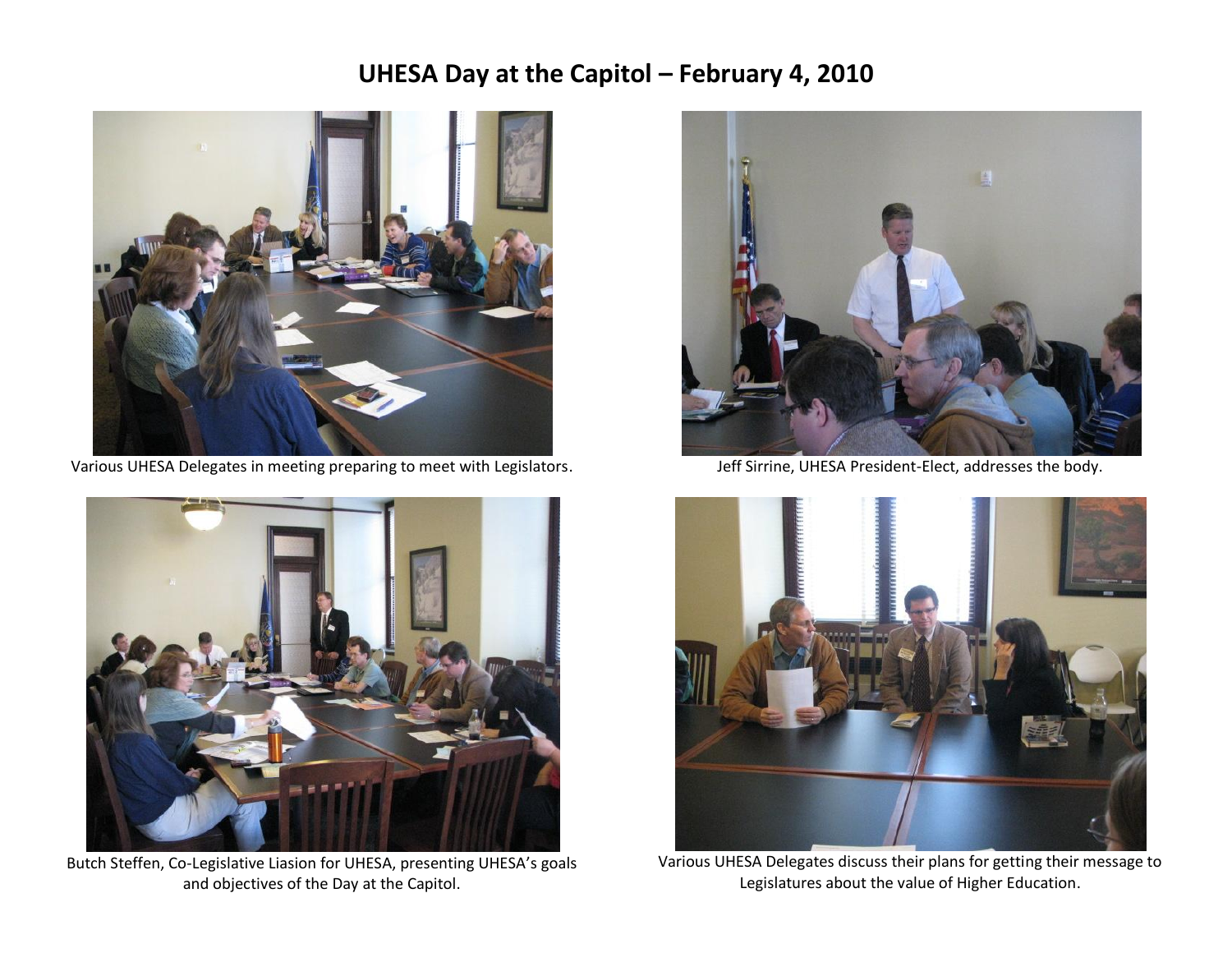# UHESA Day at the Capitol – February 4, 2010

Various UHESA Delegates in meeting preparing to meet with Legislators.

Jeff Sirrine, UHESA President-Elect, addresses the body.

Butch Steffen, Co-Legislative Liasion for UHESA, presenting UHESA's goals and objectives of the Day at the Capitol.

Various UHESA Delegates discuss their plans for getting their message to Legislatures about the value of Higher Education.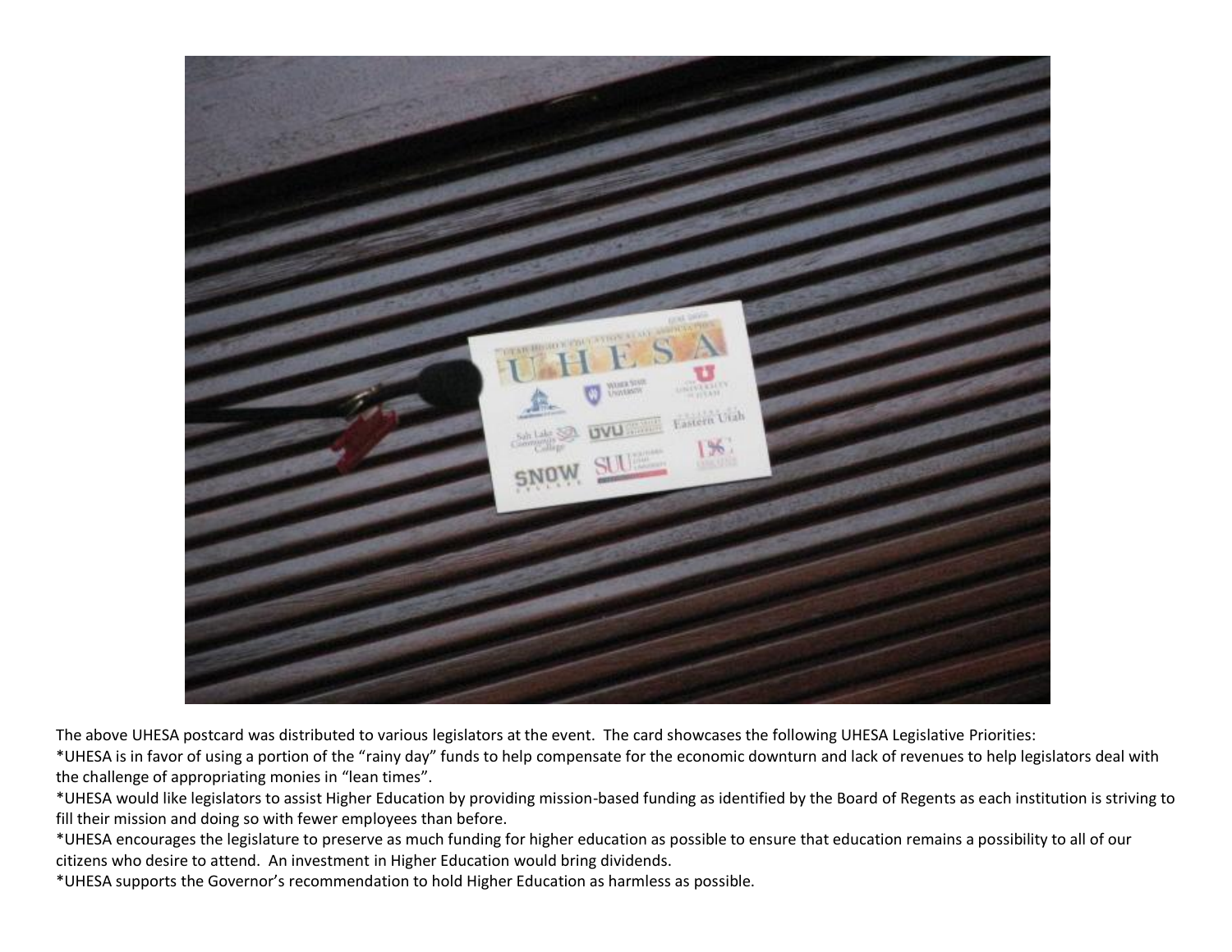The above UHESA postcard was distributed to various legislators at the event. The card showcases the following UHESA Legislative Priorities:

*UHESA is in favor of using a portion of the "rainy day" funds to help compensate for the economic downturn and lack of revenues to help legislators deal with the challenge of appropriating monies in "lean times".

*UHESA would like legislators to assist Higher Education by providing mission-based funding as identified by the Board of Regents as each institution is striving to fill their mission and doing so with fewer employees than before.

*UHESA encourages the legislature to preserve as much funding for higher education as possible to ensure that education remains a possibility to all of our citizens who desire to attend. An investment in Higher Education would bring dividends.

*UHESA supports the Governor's recommendation to hold Higher Education as harmless as possible.